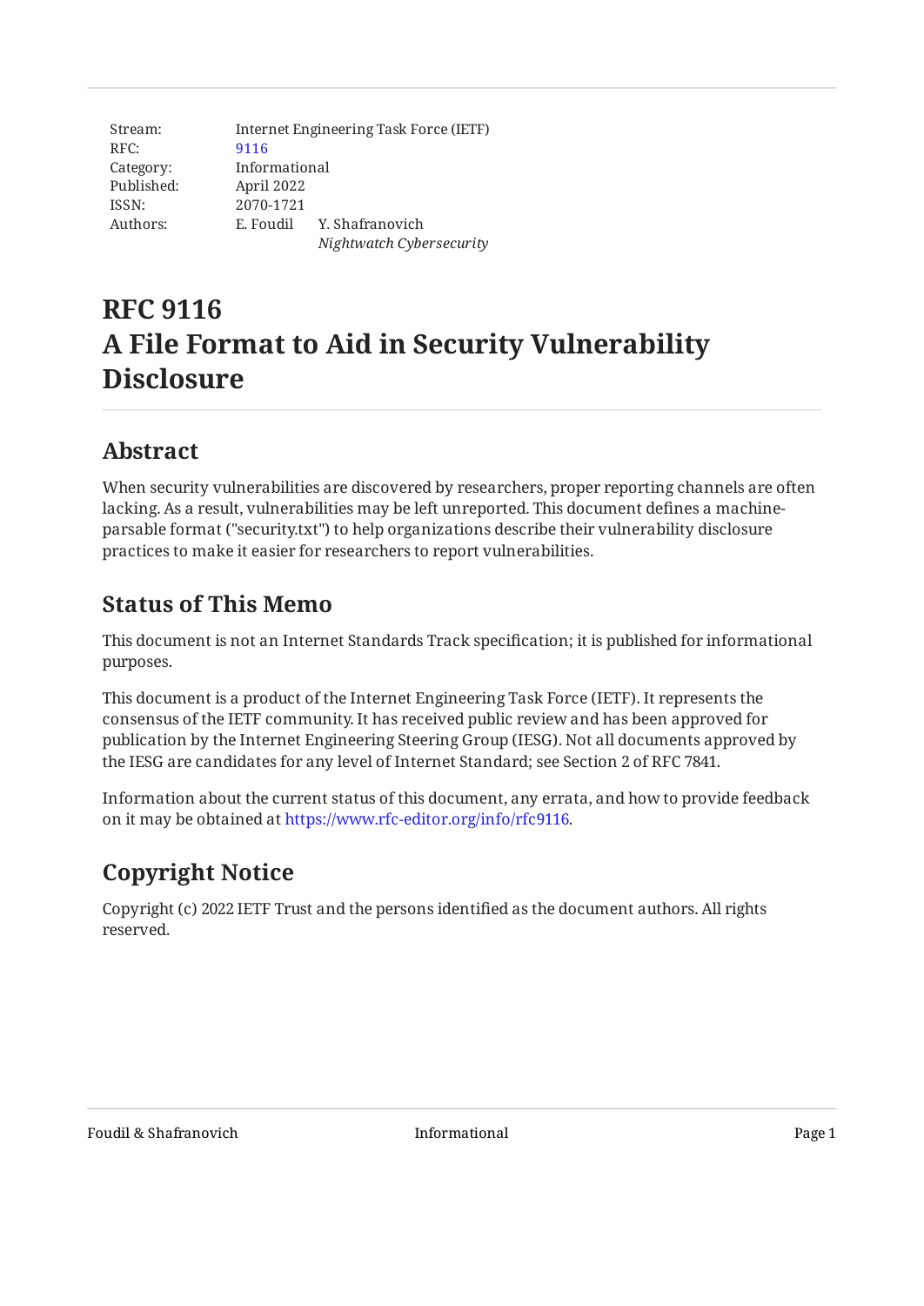Stream: Internet Engineering Task Force (IETF)
RFC: 9116
Category: Informational
Published: April 2022
ISSN: 2070-1721
Authors: E. Foudil, Y. Shafranovich *Nightwatch Cybersecurity*

# RFC 9116
# A File Format to Aid in Security Vulnerability Disclosure

## Abstract

When security vulnerabilities are discovered by researchers, proper reporting channels are often lacking. As a result, vulnerabilities may be left unreported. This document defines a machine-parsable format ("security.txt") to help organizations describe their vulnerability disclosure practices to make it easier for researchers to report vulnerabilities.

## Status of This Memo

This document is not an Internet Standards Track specification; it is published for informational purposes.

This document is a product of the Internet Engineering Task Force (IETF). It represents the consensus of the IETF community. It has received public review and has been approved for publication by the Internet Engineering Steering Group (IESG). Not all documents approved by the IESG are candidates for any level of Internet Standard; see Section 2 of RFC 7841.

Information about the current status of this document, any errata, and how to provide feedback on it may be obtained at https://www.rfc-editor.org/info/rfc9116.

## Copyright Notice

Copyright (c) 2022 IETF Trust and the persons identified as the document authors. All rights reserved.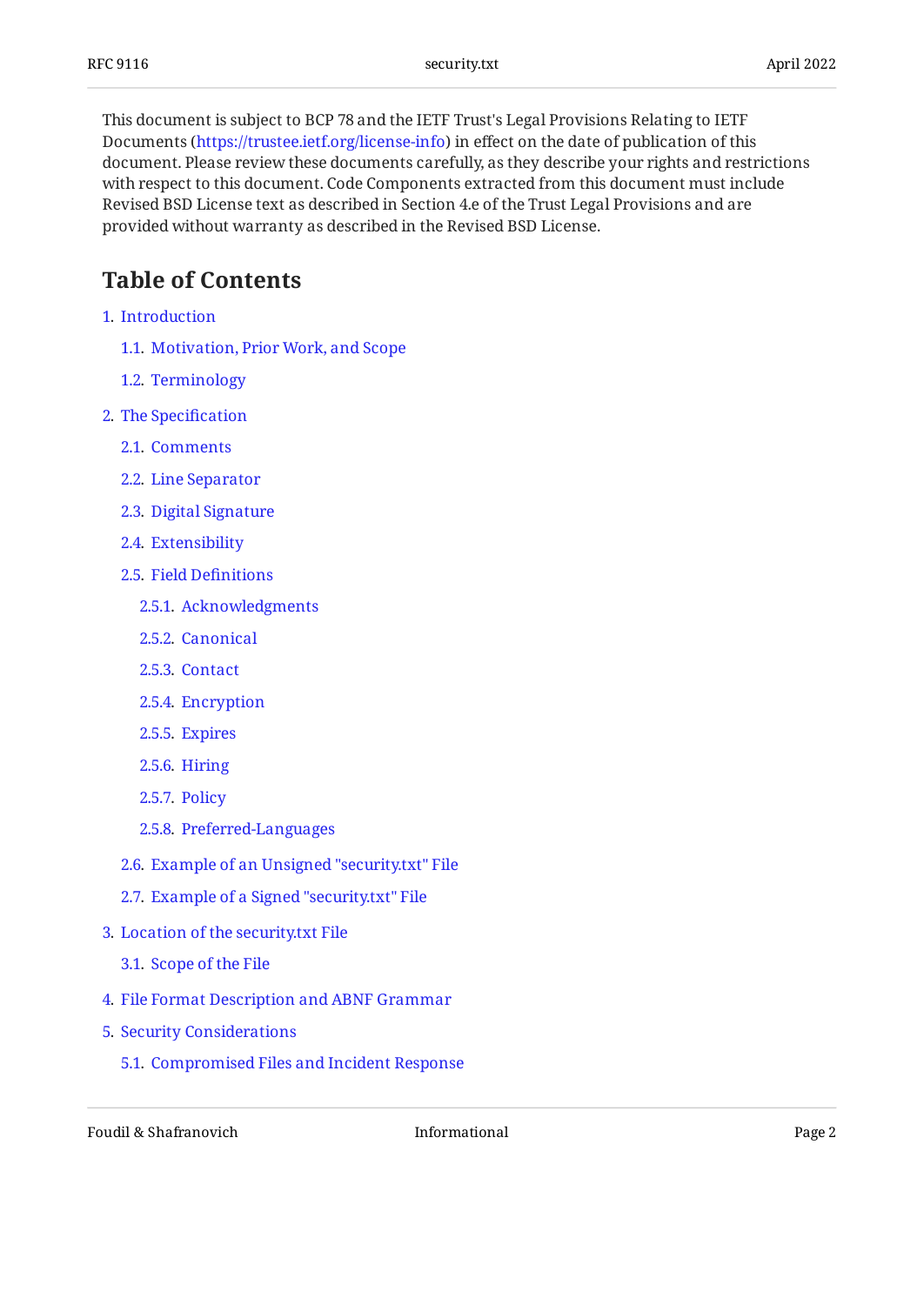This document is subject to BCP 78 and the IETF Trust's Legal Provisions Relating to IETF Documents (https://trustee.ietf.org/license-info) in effect on the date of publication of this document. Please review these documents carefully, as they describe your rights and restrictions with respect to this document. Code Components extracted from this document must include Revised BSD License text as described in Section 4.e of the Trust Legal Provisions and are provided without warranty as described in the Revised BSD License.

## Table of Contents

1. Introduction
   - 1.1. Motivation, Prior Work, and Scope
   - 1.2. Terminology
2. The Specification
   - 2.1. Comments
   - 2.2. Line Separator
   - 2.3. Digital Signature
   - 2.4. Extensibility
   - 2.5. Field Definitions
     - 2.5.1. Acknowledgments
     - 2.5.2. Canonical
     - 2.5.3. Contact
     - 2.5.4. Encryption
     - 2.5.5. Expires
     - 2.5.6. Hiring
     - 2.5.7. Policy
     - 2.5.8. Preferred-Languages
   - 2.6. Example of an Unsigned "security.txt" File
   - 2.7. Example of a Signed "security.txt" File
3. Location of the security.txt File
   - 3.1. Scope of the File
4. File Format Description and ABNF Grammar
5. Security Considerations
   - 5.1. Compromised Files and Incident Response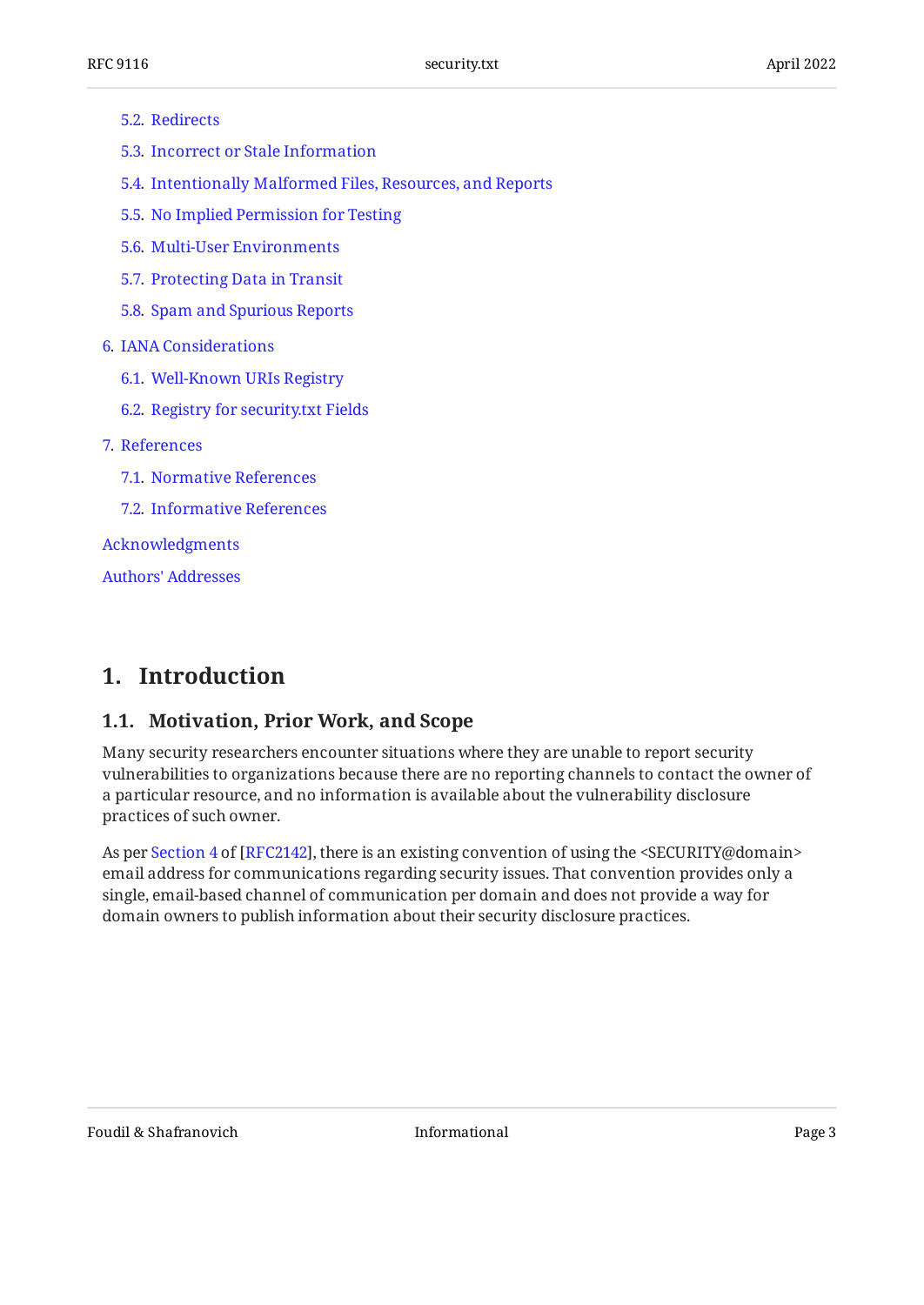- 5.2. Redirects
- 5.3. Incorrect or Stale Information
- 5.4. Intentionally Malformed Files, Resources, and Reports
- 5.5. No Implied Permission for Testing
- 5.6. Multi-User Environments
- 5.7. Protecting Data in Transit
- 5.8. Spam and Spurious Reports

6. IANA Considerations
- 6.1. Well-Known URIs Registry
- 6.2. Registry for security.txt Fields

7. References
- 7.1. Normative References
- 7.2. Informative References

Acknowledgments

Authors' Addresses

# 1. Introduction

## 1.1. Motivation, Prior Work, and Scope

Many security researchers encounter situations where they are unable to report security vulnerabilities to organizations because there are no reporting channels to contact the owner of a particular resource, and no information is available about the vulnerability disclosure practices of such owner.

As per Section 4 of [RFC2142], there is an existing convention of using the <SECURITY@domain> email address for communications regarding security issues. That convention provides only a single, email-based channel of communication per domain and does not provide a way for domain owners to publish information about their security disclosure practices.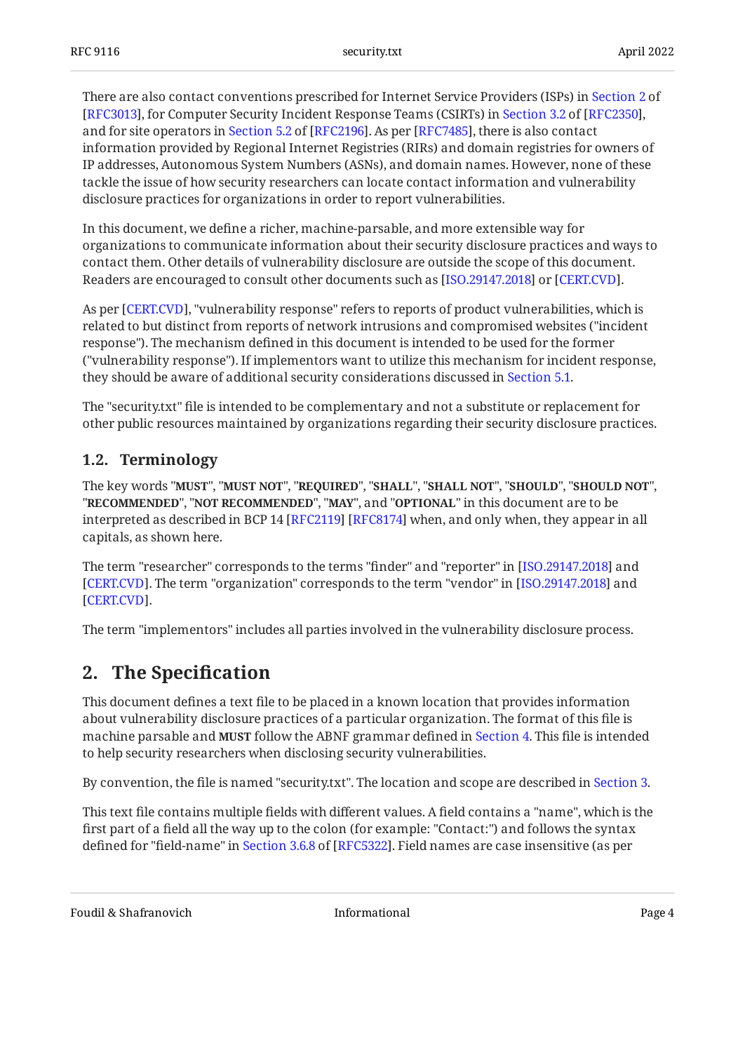There are also contact conventions prescribed for Internet Service Providers (ISPs) in Section 2 of [RFC3013], for Computer Security Incident Response Teams (CSIRTs) in Section 3.2 of [RFC2350], and for site operators in Section 5.2 of [RFC2196]. As per [RFC7485], there is also contact information provided by Regional Internet Registries (RIRs) and domain registries for owners of IP addresses, Autonomous System Numbers (ASNs), and domain names. However, none of these tackle the issue of how security researchers can locate contact information and vulnerability disclosure practices for organizations in order to report vulnerabilities.

In this document, we define a richer, machine-parsable, and more extensible way for organizations to communicate information about their security disclosure practices and ways to contact them. Other details of vulnerability disclosure are outside the scope of this document. Readers are encouraged to consult other documents such as [ISO.29147.2018] or [CERT.CVD].

As per [CERT.CVD], "vulnerability response" refers to reports of product vulnerabilities, which is related to but distinct from reports of network intrusions and compromised websites ("incident response"). The mechanism defined in this document is intended to be used for the former ("vulnerability response"). If implementors want to utilize this mechanism for incident response, they should be aware of additional security considerations discussed in Section 5.1.

The "security.txt" file is intended to be complementary and not a substitute or replacement for other public resources maintained by organizations regarding their security disclosure practices.

### 1.2. Terminology

The key words "**MUST**", "**MUST NOT**", "**REQUIRED**", "**SHALL**", "**SHALL NOT**", "**SHOULD**", "**SHOULD NOT**", "**RECOMMENDED**", "**NOT RECOMMENDED**", "**MAY**", and "**OPTIONAL**" in this document are to be interpreted as described in BCP 14 [RFC2119] [RFC8174] when, and only when, they appear in all capitals, as shown here.

The term "researcher" corresponds to the terms "finder" and "reporter" in [ISO.29147.2018] and [CERT.CVD]. The term "organization" corresponds to the term "vendor" in [ISO.29147.2018] and [CERT.CVD].

The term "implementors" includes all parties involved in the vulnerability disclosure process.

## 2. The Specification

This document defines a text file to be placed in a known location that provides information about vulnerability disclosure practices of a particular organization. The format of this file is machine parsable and **MUST** follow the ABNF grammar defined in Section 4. This file is intended to help security researchers when disclosing security vulnerabilities.

By convention, the file is named "security.txt". The location and scope are described in Section 3.

This text file contains multiple fields with different values. A field contains a "name", which is the first part of a field all the way up to the colon (for example: "Contact:") and follows the syntax defined for "field-name" in Section 3.6.8 of [RFC5322]. Field names are case insensitive (as per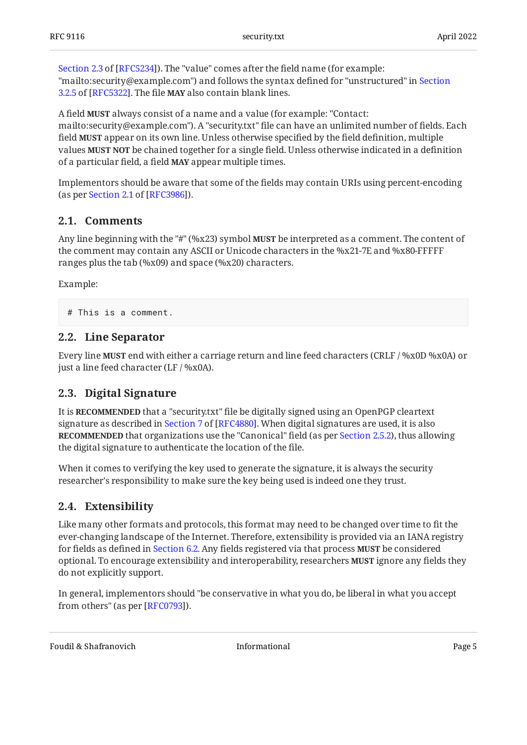Section 2.3 of [RFC5234]). The "value" comes after the field name (for example: "mailto:security@example.com") and follows the syntax defined for "unstructured" in Section 3.2.5 of [RFC5322]. The file **MAY** also contain blank lines.

A field **MUST** always consist of a name and a value (for example: "Contact: mailto:security@example.com"). A "security.txt" file can have an unlimited number of fields. Each field **MUST** appear on its own line. Unless otherwise specified by the field definition, multiple values **MUST NOT** be chained together for a single field. Unless otherwise indicated in a definition of a particular field, a field **MAY** appear multiple times.

Implementors should be aware that some of the fields may contain URIs using percent-encoding (as per Section 2.1 of [RFC3986]).

## 2.1. Comments

Any line beginning with the "#" (%x23) symbol **MUST** be interpreted as a comment. The content of the comment may contain any ASCII or Unicode characters in the %x21-7E and %x80-FFFFF ranges plus the tab (%x09) and space (%x20) characters.

Example:

```
# This is a comment.
```

## 2.2. Line Separator

Every line **MUST** end with either a carriage return and line feed characters (CRLF / %x0D %x0A) or just a line feed character (LF / %x0A).

## 2.3. Digital Signature

It is **RECOMMENDED** that a "security.txt" file be digitally signed using an OpenPGP cleartext signature as described in Section 7 of [RFC4880]. When digital signatures are used, it is also **RECOMMENDED** that organizations use the "Canonical" field (as per Section 2.5.2), thus allowing the digital signature to authenticate the location of the file.

When it comes to verifying the key used to generate the signature, it is always the security researcher's responsibility to make sure the key being used is indeed one they trust.

## 2.4. Extensibility

Like many other formats and protocols, this format may need to be changed over time to fit the ever-changing landscape of the Internet. Therefore, extensibility is provided via an IANA registry for fields as defined in Section 6.2. Any fields registered via that process **MUST** be considered optional. To encourage extensibility and interoperability, researchers **MUST** ignore any fields they do not explicitly support.

In general, implementors should "be conservative in what you do, be liberal in what you accept from others" (as per [RFC0793]).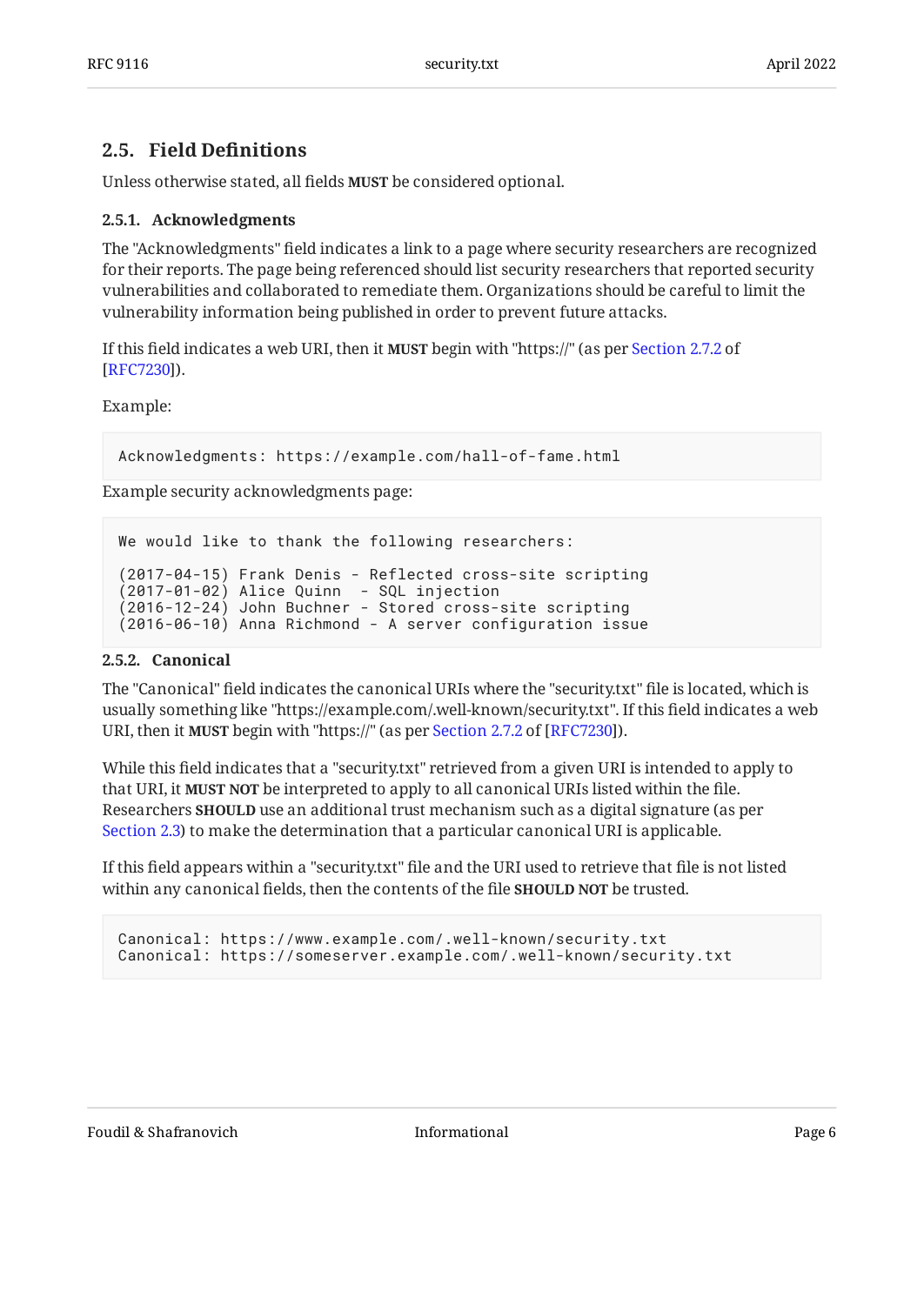### 2.5. Field Definitions

Unless otherwise stated, all fields **MUST** be considered optional.

#### 2.5.1. Acknowledgments

The "Acknowledgments" field indicates a link to a page where security researchers are recognized for their reports. The page being referenced should list security researchers that reported security vulnerabilities and collaborated to remediate them. Organizations should be careful to limit the vulnerability information being published in order to prevent future attacks.

If this field indicates a web URI, then it **MUST** begin with "https://" (as per Section 2.7.2 of [RFC7230]).

Example:

```
Acknowledgments: https://example.com/hall-of-fame.html
```

Example security acknowledgments page:

```
We would like to thank the following researchers:

(2017-04-15) Frank Denis - Reflected cross-site scripting
(2017-01-02) Alice Quinn  - SQL injection
(2016-12-24) John Buchner - Stored cross-site scripting
(2016-06-10) Anna Richmond - A server configuration issue
```

#### 2.5.2. Canonical

The "Canonical" field indicates the canonical URIs where the "security.txt" file is located, which is usually something like "https://example.com/.well-known/security.txt". If this field indicates a web URI, then it **MUST** begin with "https://" (as per Section 2.7.2 of [RFC7230]).

While this field indicates that a "security.txt" retrieved from a given URI is intended to apply to that URI, it **MUST NOT** be interpreted to apply to all canonical URIs listed within the file. Researchers **SHOULD** use an additional trust mechanism such as a digital signature (as per Section 2.3) to make the determination that a particular canonical URI is applicable.

If this field appears within a "security.txt" file and the URI used to retrieve that file is not listed within any canonical fields, then the contents of the file **SHOULD NOT** be trusted.

```
Canonical: https://www.example.com/.well-known/security.txt
Canonical: https://someserver.example.com/.well-known/security.txt
```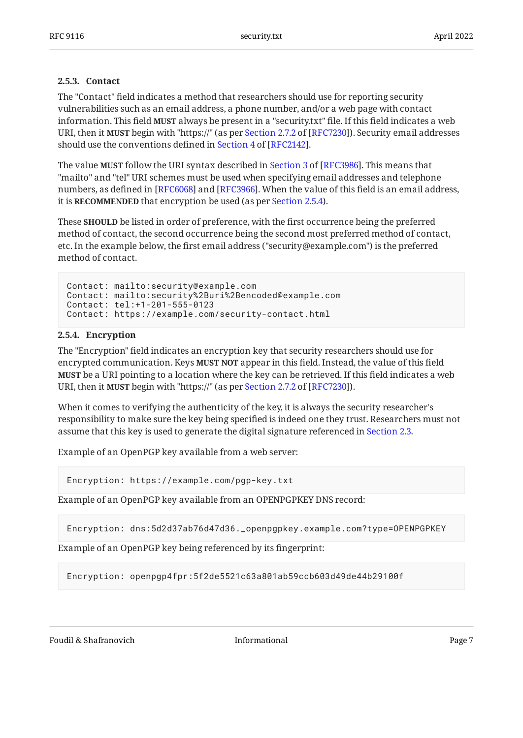#### 2.5.3. Contact

The "Contact" field indicates a method that researchers should use for reporting security vulnerabilities such as an email address, a phone number, and/or a web page with contact information. This field **MUST** always be present in a "security.txt" file. If this field indicates a web URI, then it **MUST** begin with "https://" (as per Section 2.7.2 of [RFC7230]). Security email addresses should use the conventions defined in Section 4 of [RFC2142].

The value **MUST** follow the URI syntax described in Section 3 of [RFC3986]. This means that "mailto" and "tel" URI schemes must be used when specifying email addresses and telephone numbers, as defined in [RFC6068] and [RFC3966]. When the value of this field is an email address, it is **RECOMMENDED** that encryption be used (as per Section 2.5.4).

These **SHOULD** be listed in order of preference, with the first occurrence being the preferred method of contact, the second occurrence being the second most preferred method of contact, etc. In the example below, the first email address ("security@example.com") is the preferred method of contact.

```
Contact: mailto:security@example.com
Contact: mailto:security%2Buri%2Bencoded@example.com
Contact: tel:+1-201-555-0123
Contact: https://example.com/security-contact.html
```

#### 2.5.4. Encryption

The "Encryption" field indicates an encryption key that security researchers should use for encrypted communication. Keys **MUST NOT** appear in this field. Instead, the value of this field **MUST** be a URI pointing to a location where the key can be retrieved. If this field indicates a web URI, then it **MUST** begin with "https://" (as per Section 2.7.2 of [RFC7230]).

When it comes to verifying the authenticity of the key, it is always the security researcher's responsibility to make sure the key being specified is indeed one they trust. Researchers must not assume that this key is used to generate the digital signature referenced in Section 2.3.

Example of an OpenPGP key available from a web server:

```
Encryption: https://example.com/pgp-key.txt
```

Example of an OpenPGP key available from an OPENPGPKEY DNS record:

```
Encryption: dns:5d2d37ab76d47d36._openpgpkey.example.com?type=OPENPGPKEY
```

Example of an OpenPGP key being referenced by its fingerprint:

```
Encryption: openpgp4fpr:5f2de5521c63a801ab59ccb603d49de44b29100f
```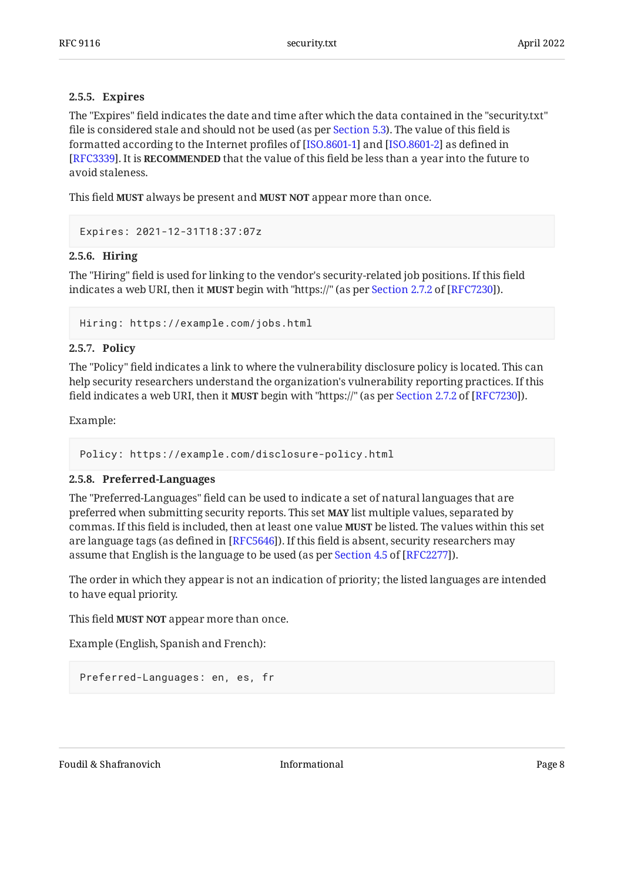#### 2.5.5. Expires

The "Expires" field indicates the date and time after which the data contained in the "security.txt" file is considered stale and should not be used (as per Section 5.3). The value of this field is formatted according to the Internet profiles of [ISO.8601-1] and [ISO.8601-2] as defined in [RFC3339]. It is **RECOMMENDED** that the value of this field be less than a year into the future to avoid staleness.

This field **MUST** always be present and **MUST NOT** appear more than once.

```
Expires: 2021-12-31T18:37:07z
```

#### 2.5.6. Hiring

The "Hiring" field is used for linking to the vendor's security-related job positions. If this field indicates a web URI, then it **MUST** begin with "https://" (as per Section 2.7.2 of [RFC7230]).

```
Hiring: https://example.com/jobs.html
```

#### 2.5.7. Policy

The "Policy" field indicates a link to where the vulnerability disclosure policy is located. This can help security researchers understand the organization's vulnerability reporting practices. If this field indicates a web URI, then it **MUST** begin with "https://" (as per Section 2.7.2 of [RFC7230]).

Example:

```
Policy: https://example.com/disclosure-policy.html
```

#### 2.5.8. Preferred-Languages

The "Preferred-Languages" field can be used to indicate a set of natural languages that are preferred when submitting security reports. This set **MAY** list multiple values, separated by commas. If this field is included, then at least one value **MUST** be listed. The values within this set are language tags (as defined in [RFC5646]). If this field is absent, security researchers may assume that English is the language to be used (as per Section 4.5 of [RFC2277]).

The order in which they appear is not an indication of priority; the listed languages are intended to have equal priority.

This field **MUST NOT** appear more than once.

Example (English, Spanish and French):

```
Preferred-Languages: en, es, fr
```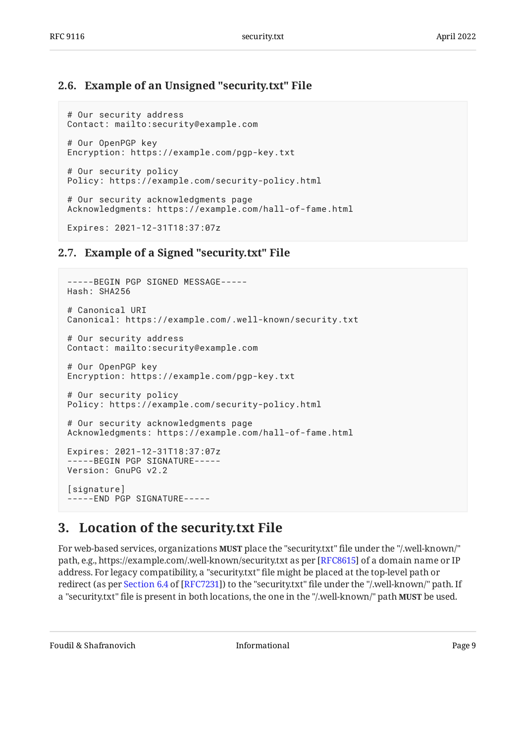### 2.6. Example of an Unsigned "security.txt" File

```
# Our security address
Contact: mailto:security@example.com

# Our OpenPGP key
Encryption: https://example.com/pgp-key.txt

# Our security policy
Policy: https://example.com/security-policy.html

# Our security acknowledgments page
Acknowledgments: https://example.com/hall-of-fame.html

Expires: 2021-12-31T18:37:07z
```

### 2.7. Example of a Signed "security.txt" File

```
-----BEGIN PGP SIGNED MESSAGE-----
Hash: SHA256

# Canonical URI
Canonical: https://example.com/.well-known/security.txt

# Our security address
Contact: mailto:security@example.com

# Our OpenPGP key
Encryption: https://example.com/pgp-key.txt

# Our security policy
Policy: https://example.com/security-policy.html

# Our security acknowledgments page
Acknowledgments: https://example.com/hall-of-fame.html

Expires: 2021-12-31T18:37:07z
-----BEGIN PGP SIGNATURE-----
Version: GnuPG v2.2

[signature]
-----END PGP SIGNATURE-----
```

## 3. Location of the security.txt File

For web-based services, organizations **MUST** place the "security.txt" file under the "/.well-known/" path, e.g., https://example.com/.well-known/security.txt as per [RFC8615] of a domain name or IP address. For legacy compatibility, a "security.txt" file might be placed at the top-level path or redirect (as per Section 6.4 of [RFC7231]) to the "security.txt" file under the "/.well-known/" path. If a "security.txt" file is present in both locations, the one in the "/.well-known/" path **MUST** be used.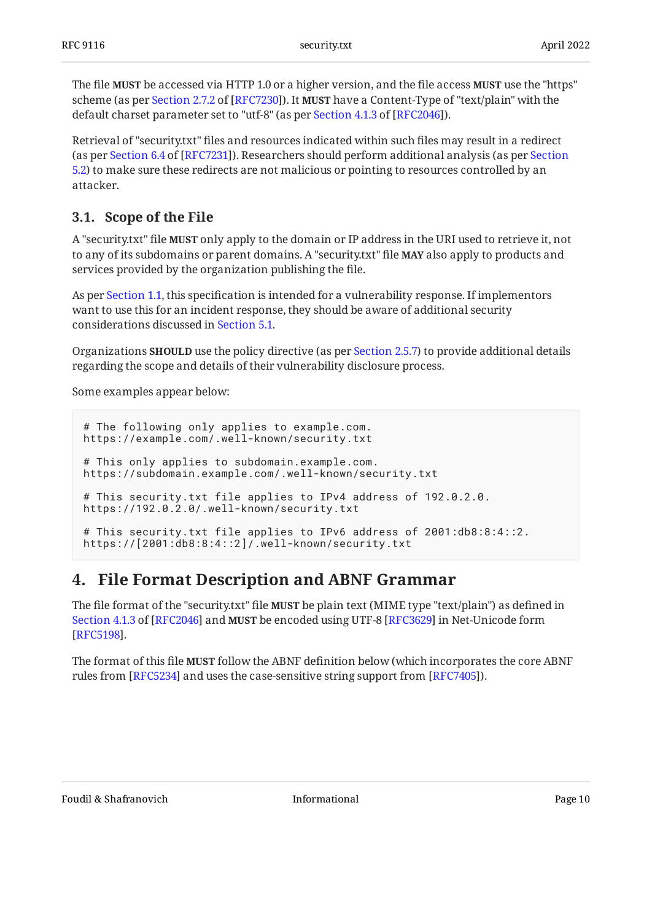The file **MUST** be accessed via HTTP 1.0 or a higher version, and the file access **MUST** use the "https" scheme (as per Section 2.7.2 of [RFC7230]). It **MUST** have a Content-Type of "text/plain" with the default charset parameter set to "utf-8" (as per Section 4.1.3 of [RFC2046]).

Retrieval of "security.txt" files and resources indicated within such files may result in a redirect (as per Section 6.4 of [RFC7231]). Researchers should perform additional analysis (as per Section 5.2) to make sure these redirects are not malicious or pointing to resources controlled by an attacker.

### 3.1. Scope of the File

A "security.txt" file **MUST** only apply to the domain or IP address in the URI used to retrieve it, not to any of its subdomains or parent domains. A "security.txt" file **MAY** also apply to products and services provided by the organization publishing the file.

As per Section 1.1, this specification is intended for a vulnerability response. If implementors want to use this for an incident response, they should be aware of additional security considerations discussed in Section 5.1.

Organizations **SHOULD** use the policy directive (as per Section 2.5.7) to provide additional details regarding the scope and details of their vulnerability disclosure process.

Some examples appear below:

```
# The following only applies to example.com.
https://example.com/.well-known/security.txt

# This only applies to subdomain.example.com.
https://subdomain.example.com/.well-known/security.txt

# This security.txt file applies to IPv4 address of 192.0.2.0.
https://192.0.2.0/.well-known/security.txt

# This security.txt file applies to IPv6 address of 2001:db8:8:4::2.
https://[2001:db8:8:4::2]/.well-known/security.txt
```

## 4. File Format Description and ABNF Grammar

The file format of the "security.txt" file **MUST** be plain text (MIME type "text/plain") as defined in Section 4.1.3 of [RFC2046] and **MUST** be encoded using UTF-8 [RFC3629] in Net-Unicode form [RFC5198].

The format of this file **MUST** follow the ABNF definition below (which incorporates the core ABNF rules from [RFC5234] and uses the case-sensitive string support from [RFC7405]).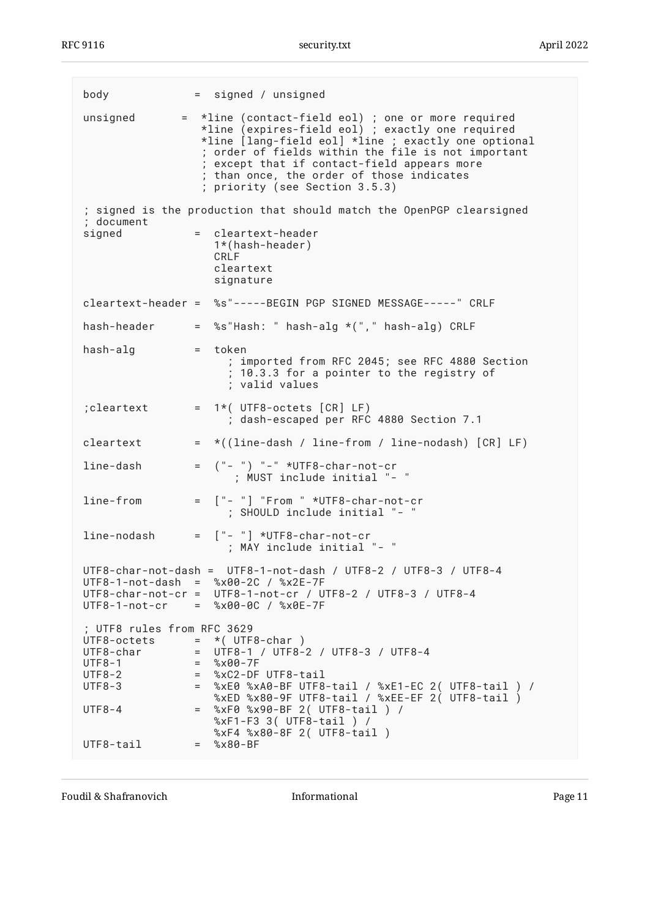```
body             =  signed / unsigned

unsigned       =  *line (contact-field eol) ; one or more required
                  *line (expires-field eol) ; exactly one required
                  *line [lang-field eol] *line ; exactly one optional
                  ; order of fields within the file is not important
                  ; except that if contact-field appears more
                  ; than once, the order of those indicates
                  ; priority (see Section 3.5.3)

; signed is the production that should match the OpenPGP clearsigned
; document
signed           =  cleartext-header
                    1*(hash-header)
                    CRLF
                    cleartext
                    signature

cleartext-header =  %s"-----BEGIN PGP SIGNED MESSAGE-----" CRLF

hash-header      =  %s"Hash: " hash-alg *("," hash-alg) CRLF

hash-alg         =  token
                      ; imported from RFC 2045; see RFC 4880 Section
                      ; 10.3.3 for a pointer to the registry of
                      ; valid values

;cleartext       =  1*( UTF8-octets [CR] LF)
                      ; dash-escaped per RFC 4880 Section 7.1

cleartext        =  *((line-dash / line-from / line-nodash) [CR] LF)

line-dash        =  ("- ") "-" *UTF8-char-not-cr
                       ; MUST include initial "- "

line-from        =  ["- "] "From " *UTF8-char-not-cr
                      ; SHOULD include initial "- "

line-nodash      =  ["- "] *UTF8-char-not-cr
                      ; MAY include initial "- "

UTF8-char-not-dash =  UTF8-1-not-dash / UTF8-2 / UTF8-3 / UTF8-4
UTF8-1-not-dash  =  %x00-2C / %x2E-7F
UTF8-char-not-cr =  UTF8-1-not-cr / UTF8-2 / UTF8-3 / UTF8-4
UTF8-1-not-cr    =  %x00-0C / %x0E-7F

; UTF8 rules from RFC 3629
UTF8-octets      =  *( UTF8-char )
UTF8-char        =  UTF8-1 / UTF8-2 / UTF8-3 / UTF8-4
UTF8-1           =  %x00-7F
UTF8-2           =  %xC2-DF UTF8-tail
UTF8-3           =  %xE0 %xA0-BF UTF8-tail / %xE1-EC 2( UTF8-tail ) /
                    %xED %x80-9F UTF8-tail / %xEE-EF 2( UTF8-tail )
UTF8-4           =  %xF0 %x90-BF 2( UTF8-tail ) /
                    %xF1-F3 3( UTF8-tail ) /
                    %xF4 %x80-8F 2( UTF8-tail )
UTF8-tail        =  %x80-BF
```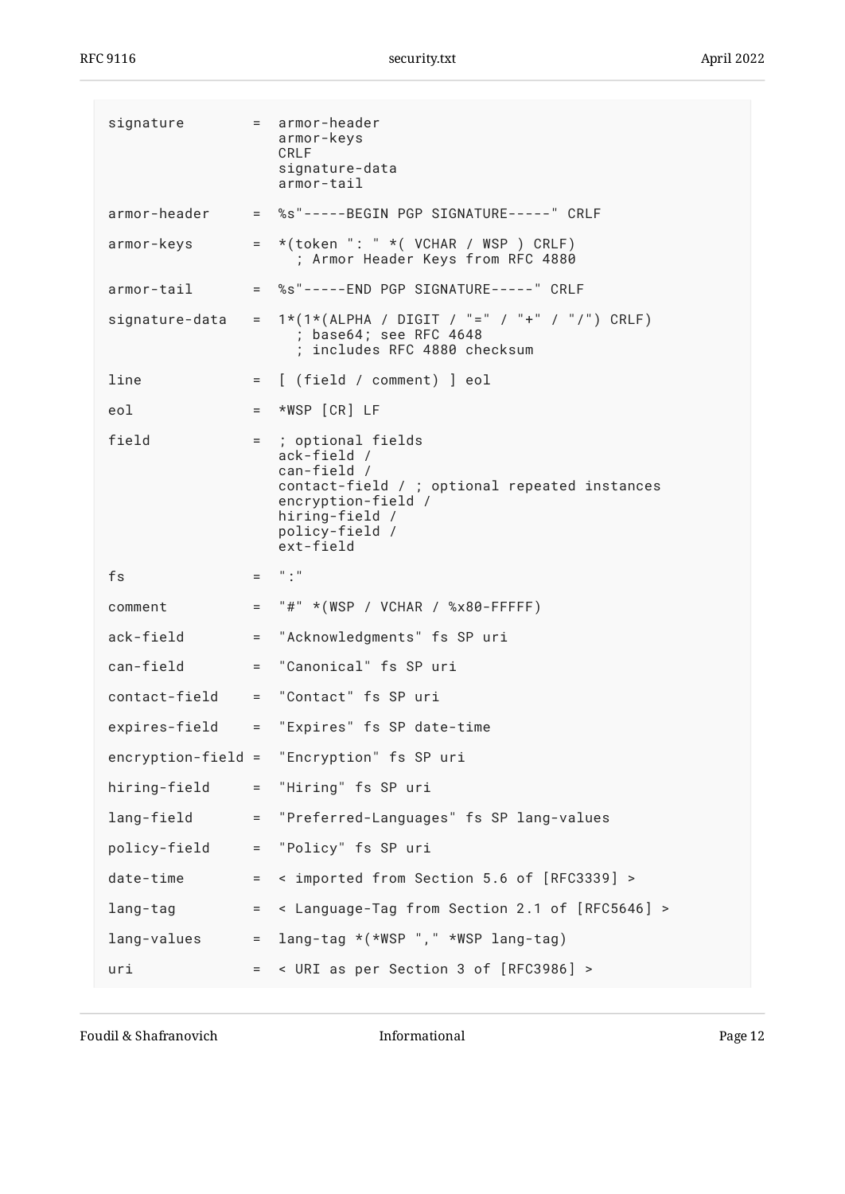```
signature        =  armor-header
                    armor-keys
                    CRLF
                    signature-data
                    armor-tail

armor-header     =  %s"-----BEGIN PGP SIGNATURE-----" CRLF

armor-keys       =  *(token ": " *( VCHAR / WSP ) CRLF)
                      ; Armor Header Keys from RFC 4880

armor-tail       =  %s"-----END PGP SIGNATURE-----" CRLF

signature-data   =  1*(1*(ALPHA / DIGIT / "=" / "+" / "/") CRLF)
                      ; base64; see RFC 4648
                      ; includes RFC 4880 checksum

line             =  [ (field / comment) ] eol

eol              =  *WSP [CR] LF

field            =  ; optional fields
                    ack-field /
                    can-field /
                    contact-field / ; optional repeated instances
                    encryption-field /
                    hiring-field /
                    policy-field /
                    ext-field

fs               =  ":"

comment          =  "#" *(WSP / VCHAR / %x80-FFFFF)

ack-field        =  "Acknowledgments" fs SP uri

can-field        =  "Canonical" fs SP uri

contact-field    =  "Contact" fs SP uri

expires-field    =  "Expires" fs SP date-time

encryption-field =  "Encryption" fs SP uri

hiring-field     =  "Hiring" fs SP uri

lang-field       =  "Preferred-Languages" fs SP lang-values

policy-field     =  "Policy" fs SP uri

date-time        =  < imported from Section 5.6 of [RFC3339] >

lang-tag         =  < Language-Tag from Section 2.1 of [RFC5646] >

lang-values      =  lang-tag *(*WSP "," *WSP lang-tag)

uri              =  < URI as per Section 3 of [RFC3986] >
```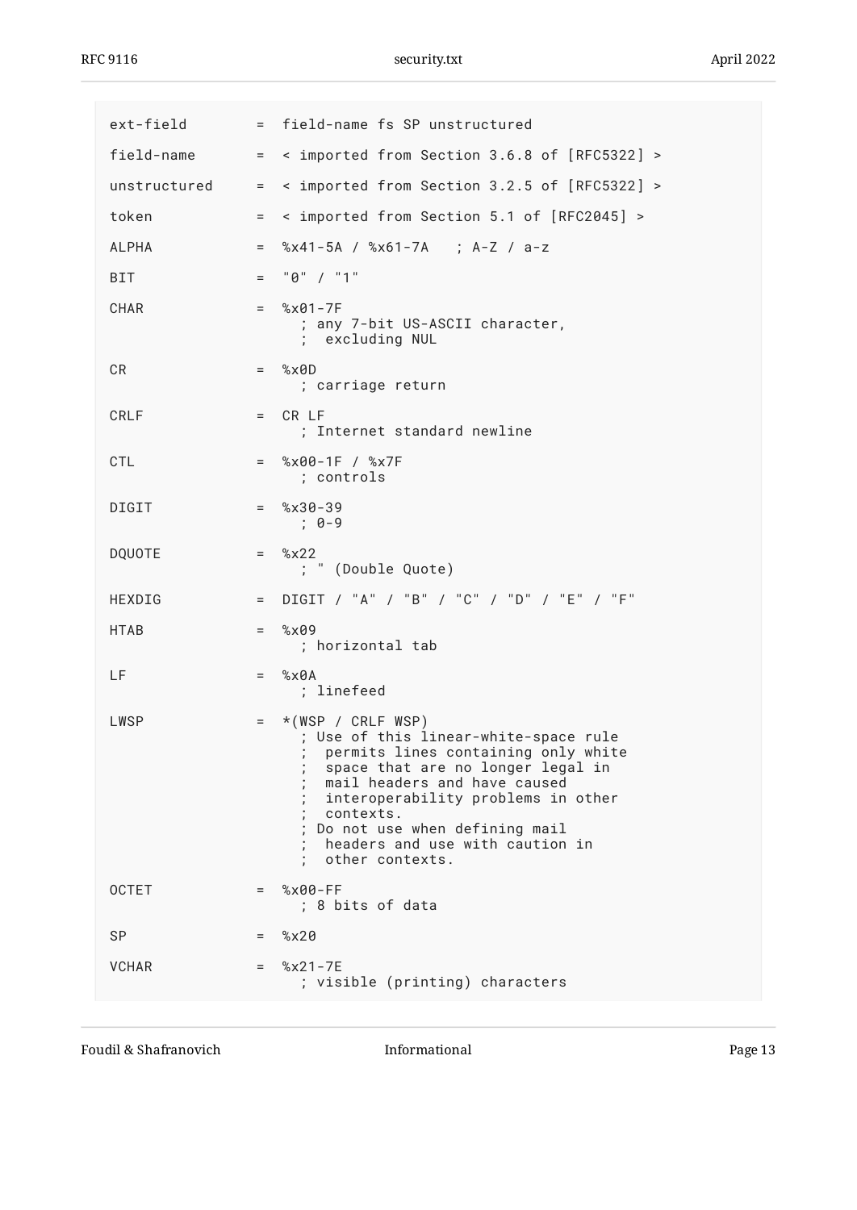```
ext-field       =  field-name fs SP unstructured

field-name      =  < imported from Section 3.6.8 of [RFC5322] >

unstructured    =  < imported from Section 3.2.5 of [RFC5322] >

token           =  < imported from Section 5.1 of [RFC2045] >

ALPHA           =  %x41-5A / %x61-7A   ; A-Z / a-z

BIT             =  "0" / "1"

CHAR            =  %x01-7F
                     ; any 7-bit US-ASCII character,
                     ;  excluding NUL

CR              =  %x0D
                     ; carriage return

CRLF            =  CR LF
                     ; Internet standard newline

CTL             =  %x00-1F / %x7F
                     ; controls

DIGIT           =  %x30-39
                     ; 0-9

DQUOTE          =  %x22
                     ; " (Double Quote)

HEXDIG          =  DIGIT / "A" / "B" / "C" / "D" / "E" / "F"

HTAB            =  %x09
                     ; horizontal tab

LF              =  %x0A
                     ; linefeed

LWSP            =  *(WSP / CRLF WSP)
                     ; Use of this linear-white-space rule
                     ;  permits lines containing only white
                     ;  space that are no longer legal in
                     ;  mail headers and have caused
                     ;  interoperability problems in other
                     ;  contexts.
                     ; Do not use when defining mail
                     ;  headers and use with caution in
                     ;  other contexts.

OCTET           =  %x00-FF
                     ; 8 bits of data

SP              =  %x20

VCHAR           =  %x21-7E
                     ; visible (printing) characters
```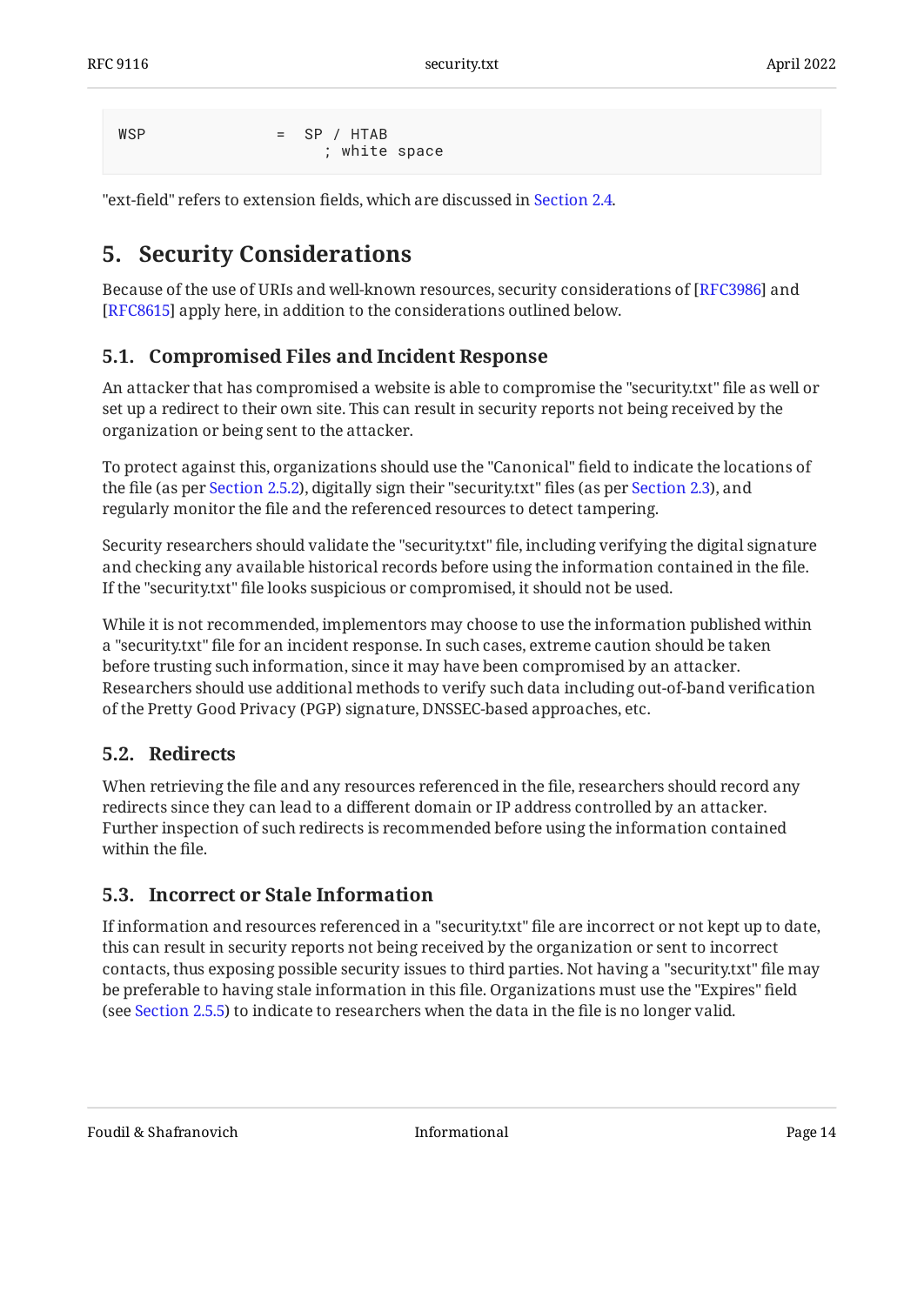```
WSP             =  SP / HTAB
                    ; white space
```

"ext-field" refers to extension fields, which are discussed in Section 2.4.

## 5. Security Considerations

Because of the use of URIs and well-known resources, security considerations of [RFC3986] and [RFC8615] apply here, in addition to the considerations outlined below.

### 5.1. Compromised Files and Incident Response

An attacker that has compromised a website is able to compromise the "security.txt" file as well or set up a redirect to their own site. This can result in security reports not being received by the organization or being sent to the attacker.

To protect against this, organizations should use the "Canonical" field to indicate the locations of the file (as per Section 2.5.2), digitally sign their "security.txt" files (as per Section 2.3), and regularly monitor the file and the referenced resources to detect tampering.

Security researchers should validate the "security.txt" file, including verifying the digital signature and checking any available historical records before using the information contained in the file. If the "security.txt" file looks suspicious or compromised, it should not be used.

While it is not recommended, implementors may choose to use the information published within a "security.txt" file for an incident response. In such cases, extreme caution should be taken before trusting such information, since it may have been compromised by an attacker. Researchers should use additional methods to verify such data including out-of-band verification of the Pretty Good Privacy (PGP) signature, DNSSEC-based approaches, etc.

### 5.2. Redirects

When retrieving the file and any resources referenced in the file, researchers should record any redirects since they can lead to a different domain or IP address controlled by an attacker. Further inspection of such redirects is recommended before using the information contained within the file.

### 5.3. Incorrect or Stale Information

If information and resources referenced in a "security.txt" file are incorrect or not kept up to date, this can result in security reports not being received by the organization or sent to incorrect contacts, thus exposing possible security issues to third parties. Not having a "security.txt" file may be preferable to having stale information in this file. Organizations must use the "Expires" field (see Section 2.5.5) to indicate to researchers when the data in the file is no longer valid.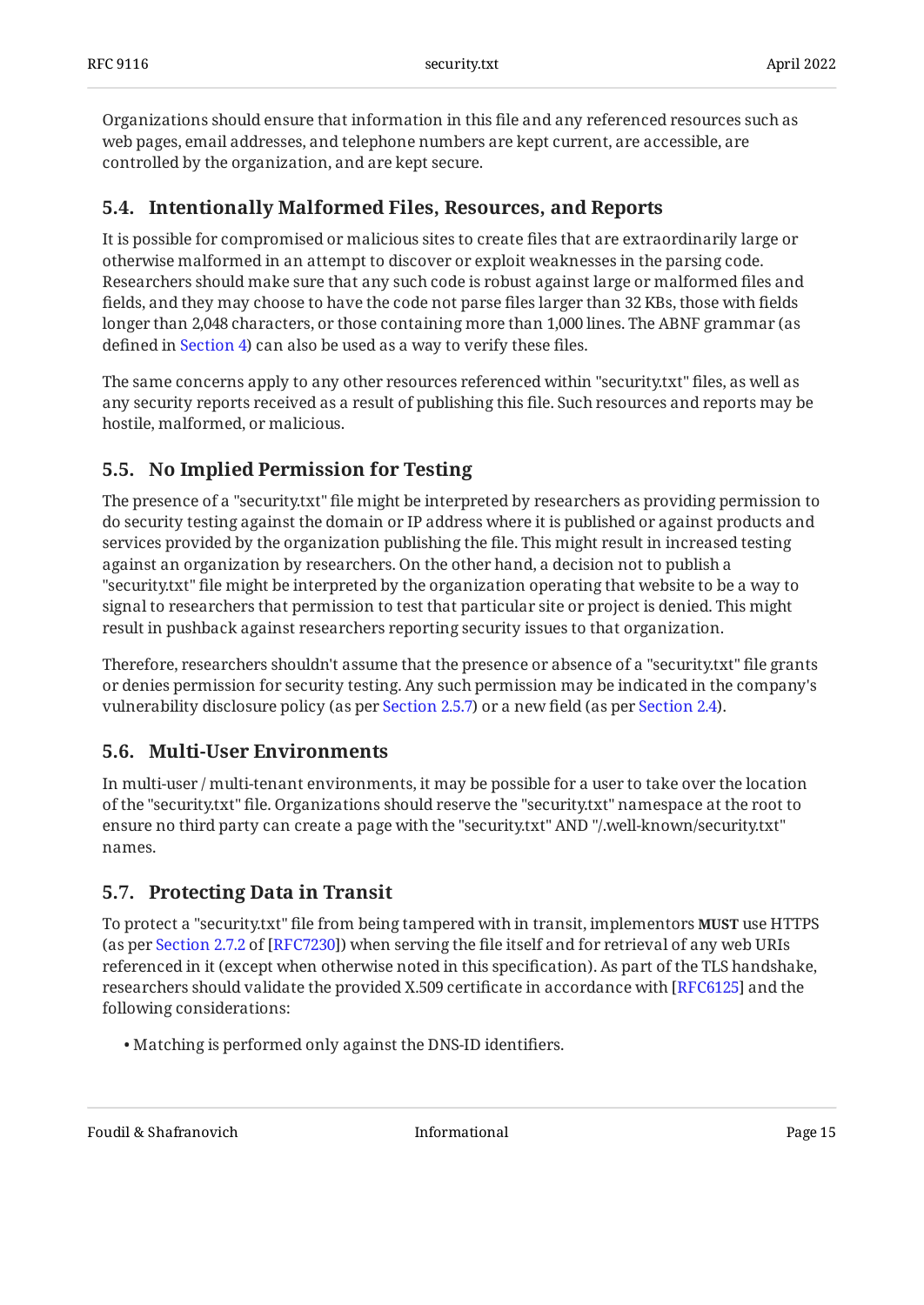Organizations should ensure that information in this file and any referenced resources such as web pages, email addresses, and telephone numbers are kept current, are accessible, are controlled by the organization, and are kept secure.

### 5.4. Intentionally Malformed Files, Resources, and Reports

It is possible for compromised or malicious sites to create files that are extraordinarily large or otherwise malformed in an attempt to discover or exploit weaknesses in the parsing code. Researchers should make sure that any such code is robust against large or malformed files and fields, and they may choose to have the code not parse files larger than 32 KBs, those with fields longer than 2,048 characters, or those containing more than 1,000 lines. The ABNF grammar (as defined in Section 4) can also be used as a way to verify these files.

The same concerns apply to any other resources referenced within "security.txt" files, as well as any security reports received as a result of publishing this file. Such resources and reports may be hostile, malformed, or malicious.

### 5.5. No Implied Permission for Testing

The presence of a "security.txt" file might be interpreted by researchers as providing permission to do security testing against the domain or IP address where it is published or against products and services provided by the organization publishing the file. This might result in increased testing against an organization by researchers. On the other hand, a decision not to publish a "security.txt" file might be interpreted by the organization operating that website to be a way to signal to researchers that permission to test that particular site or project is denied. This might result in pushback against researchers reporting security issues to that organization.

Therefore, researchers shouldn't assume that the presence or absence of a "security.txt" file grants or denies permission for security testing. Any such permission may be indicated in the company's vulnerability disclosure policy (as per Section 2.5.7) or a new field (as per Section 2.4).

### 5.6. Multi-User Environments

In multi-user / multi-tenant environments, it may be possible for a user to take over the location of the "security.txt" file. Organizations should reserve the "security.txt" namespace at the root to ensure no third party can create a page with the "security.txt" AND "/.well-known/security.txt" names.

### 5.7. Protecting Data in Transit

To protect a "security.txt" file from being tampered with in transit, implementors **MUST** use HTTPS (as per Section 2.7.2 of [RFC7230]) when serving the file itself and for retrieval of any web URIs referenced in it (except when otherwise noted in this specification). As part of the TLS handshake, researchers should validate the provided X.509 certificate in accordance with [RFC6125] and the following considerations:

- Matching is performed only against the DNS-ID identifiers.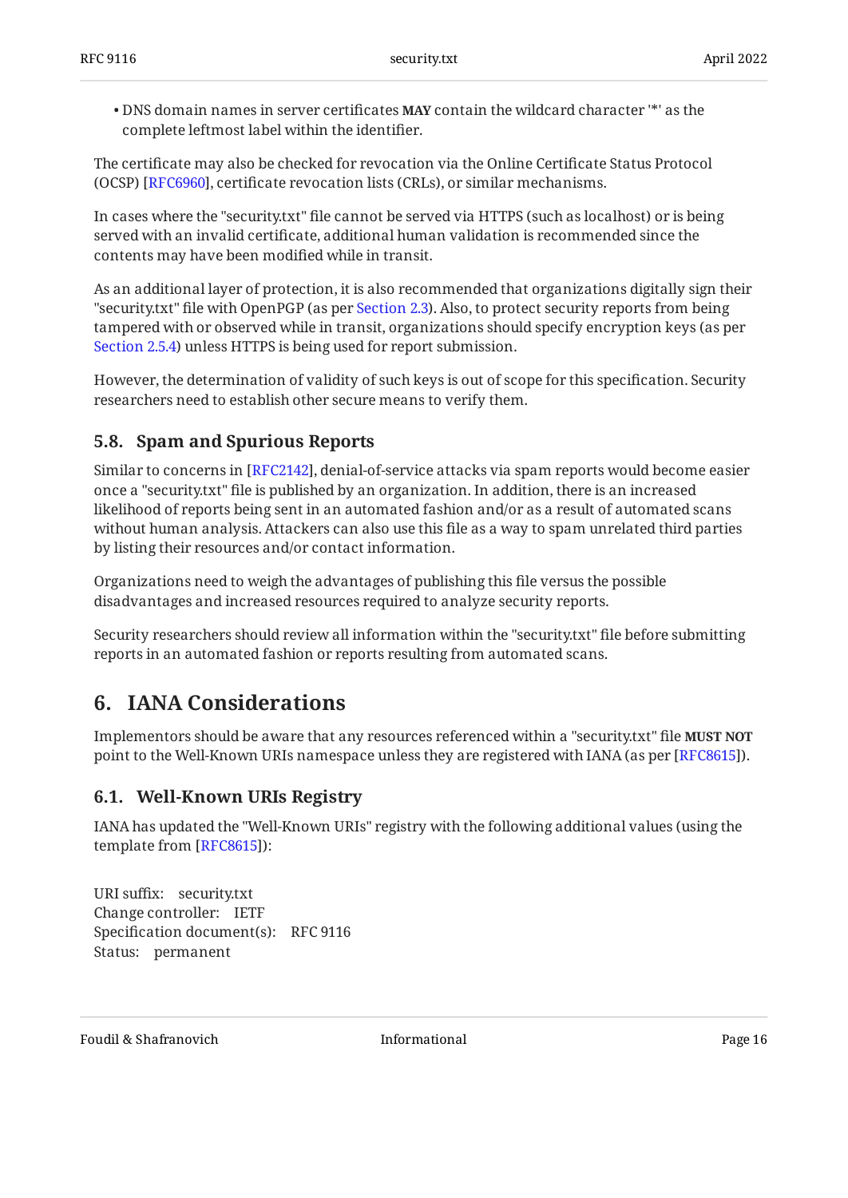- DNS domain names in server certificates **MAY** contain the wildcard character '*' as the complete leftmost label within the identifier.

The certificate may also be checked for revocation via the Online Certificate Status Protocol (OCSP) [RFC6960], certificate revocation lists (CRLs), or similar mechanisms.

In cases where the "security.txt" file cannot be served via HTTPS (such as localhost) or is being served with an invalid certificate, additional human validation is recommended since the contents may have been modified while in transit.

As an additional layer of protection, it is also recommended that organizations digitally sign their "security.txt" file with OpenPGP (as per Section 2.3). Also, to protect security reports from being tampered with or observed while in transit, organizations should specify encryption keys (as per Section 2.5.4) unless HTTPS is being used for report submission.

However, the determination of validity of such keys is out of scope for this specification. Security researchers need to establish other secure means to verify them.

### 5.8. Spam and Spurious Reports

Similar to concerns in [RFC2142], denial-of-service attacks via spam reports would become easier once a "security.txt" file is published by an organization. In addition, there is an increased likelihood of reports being sent in an automated fashion and/or as a result of automated scans without human analysis. Attackers can also use this file as a way to spam unrelated third parties by listing their resources and/or contact information.

Organizations need to weigh the advantages of publishing this file versus the possible disadvantages and increased resources required to analyze security reports.

Security researchers should review all information within the "security.txt" file before submitting reports in an automated fashion or reports resulting from automated scans.

## 6. IANA Considerations

Implementors should be aware that any resources referenced within a "security.txt" file **MUST NOT** point to the Well-Known URIs namespace unless they are registered with IANA (as per [RFC8615]).

### 6.1. Well-Known URIs Registry

IANA has updated the "Well-Known URIs" registry with the following additional values (using the template from [RFC8615]):

URI suffix: security.txt
Change controller: IETF
Specification document(s): RFC 9116
Status: permanent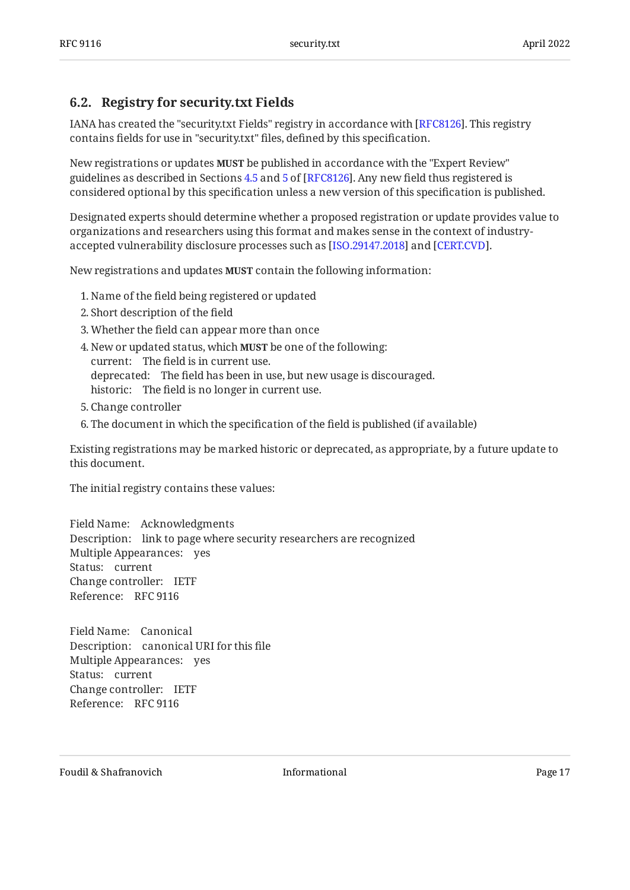### 6.2. Registry for security.txt Fields

IANA has created the "security.txt Fields" registry in accordance with [RFC8126]. This registry contains fields for use in "security.txt" files, defined by this specification.

New registrations or updates **MUST** be published in accordance with the "Expert Review" guidelines as described in Sections 4.5 and 5 of [RFC8126]. Any new field thus registered is considered optional by this specification unless a new version of this specification is published.

Designated experts should determine whether a proposed registration or update provides value to organizations and researchers using this format and makes sense in the context of industry-accepted vulnerability disclosure processes such as [ISO.29147.2018] and [CERT.CVD].

New registrations and updates **MUST** contain the following information:

1. Name of the field being registered or updated
2. Short description of the field
3. Whether the field can appear more than once
4. New or updated status, which **MUST** be one of the following:
   current: The field is in current use.
   deprecated: The field has been in use, but new usage is discouraged.
   historic: The field is no longer in current use.
5. Change controller
6. The document in which the specification of the field is published (if available)

Existing registrations may be marked historic or deprecated, as appropriate, by a future update to this document.

The initial registry contains these values:

Field Name: Acknowledgments
Description: link to page where security researchers are recognized
Multiple Appearances: yes
Status: current
Change controller: IETF
Reference: RFC 9116

Field Name: Canonical
Description: canonical URI for this file
Multiple Appearances: yes
Status: current
Change controller: IETF
Reference: RFC 9116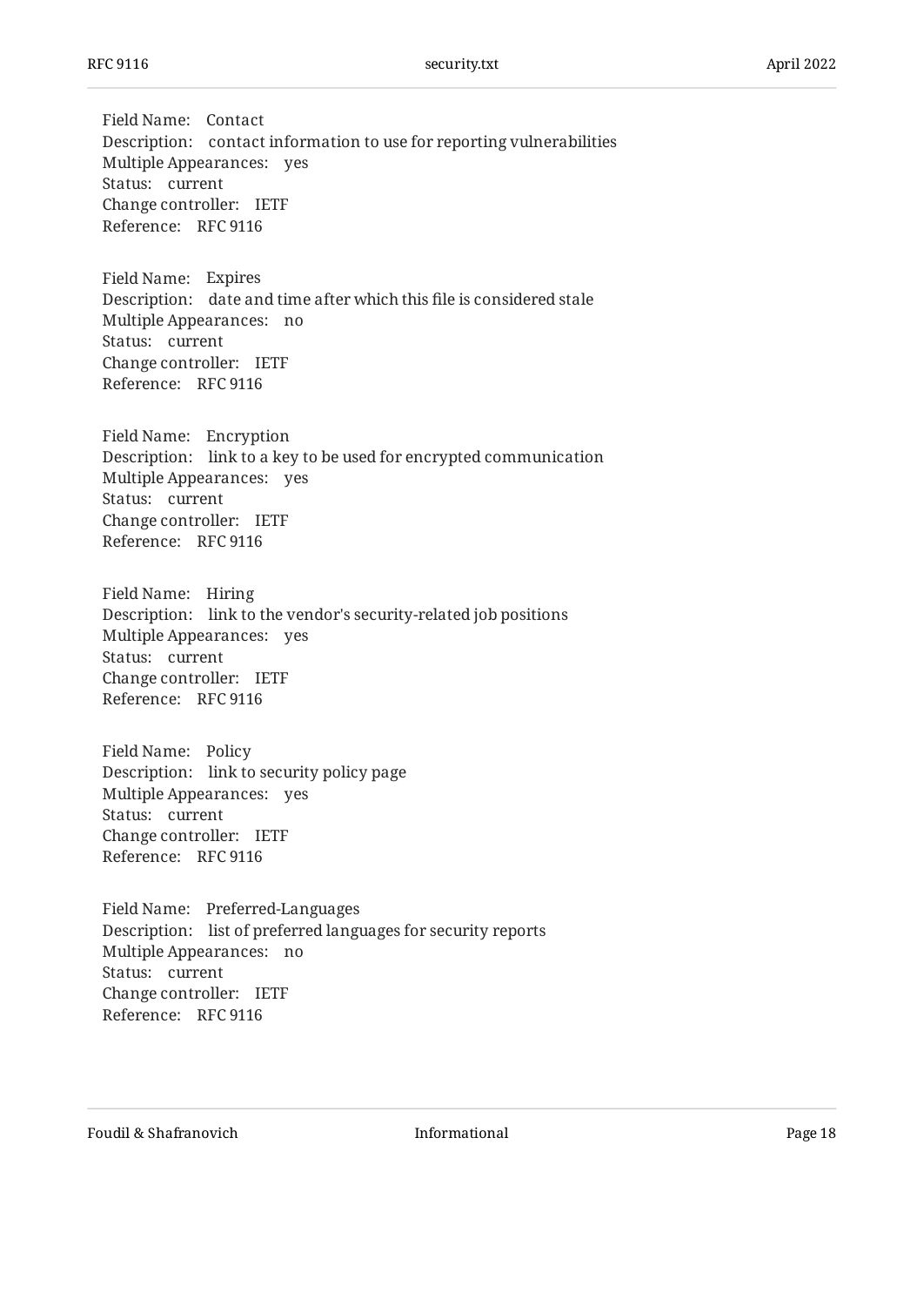Field Name: Contact
Description: contact information to use for reporting vulnerabilities
Multiple Appearances: yes
Status: current
Change controller: IETF
Reference: RFC 9116

Field Name: Expires
Description: date and time after which this file is considered stale
Multiple Appearances: no
Status: current
Change controller: IETF
Reference: RFC 9116

Field Name: Encryption
Description: link to a key to be used for encrypted communication
Multiple Appearances: yes
Status: current
Change controller: IETF
Reference: RFC 9116

Field Name: Hiring
Description: link to the vendor's security-related job positions
Multiple Appearances: yes
Status: current
Change controller: IETF
Reference: RFC 9116

Field Name: Policy
Description: link to security policy page
Multiple Appearances: yes
Status: current
Change controller: IETF
Reference: RFC 9116

Field Name: Preferred-Languages
Description: list of preferred languages for security reports
Multiple Appearances: no
Status: current
Change controller: IETF
Reference: RFC 9116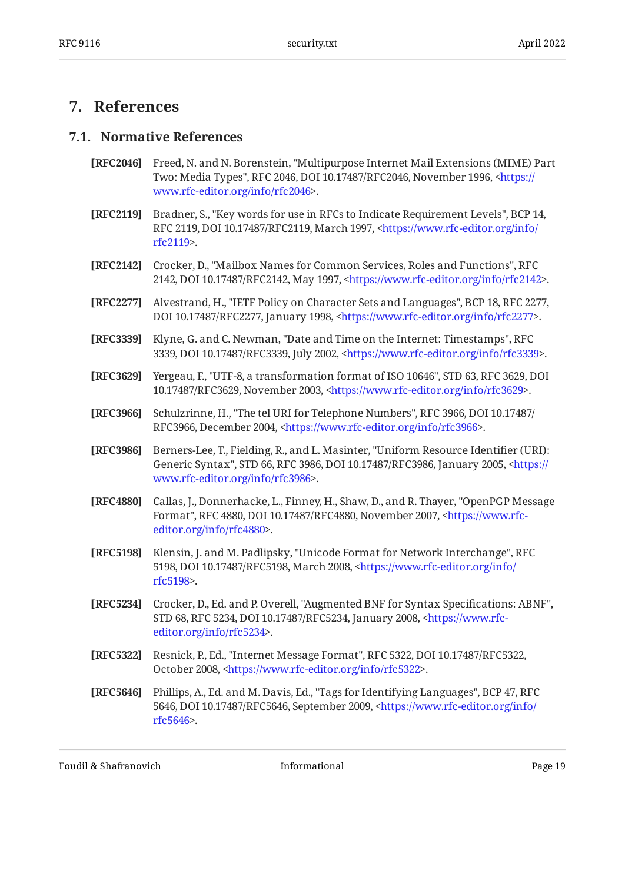# 7. References

## 7.1. Normative References

**[RFC2046]** Freed, N. and N. Borenstein, "Multipurpose Internet Mail Extensions (MIME) Part Two: Media Types", RFC 2046, DOI 10.17487/RFC2046, November 1996, <https://www.rfc-editor.org/info/rfc2046>.

**[RFC2119]** Bradner, S., "Key words for use in RFCs to Indicate Requirement Levels", BCP 14, RFC 2119, DOI 10.17487/RFC2119, March 1997, <https://www.rfc-editor.org/info/rfc2119>.

**[RFC2142]** Crocker, D., "Mailbox Names for Common Services, Roles and Functions", RFC 2142, DOI 10.17487/RFC2142, May 1997, <https://www.rfc-editor.org/info/rfc2142>.

**[RFC2277]** Alvestrand, H., "IETF Policy on Character Sets and Languages", BCP 18, RFC 2277, DOI 10.17487/RFC2277, January 1998, <https://www.rfc-editor.org/info/rfc2277>.

**[RFC3339]** Klyne, G. and C. Newman, "Date and Time on the Internet: Timestamps", RFC 3339, DOI 10.17487/RFC3339, July 2002, <https://www.rfc-editor.org/info/rfc3339>.

**[RFC3629]** Yergeau, F., "UTF-8, a transformation format of ISO 10646", STD 63, RFC 3629, DOI 10.17487/RFC3629, November 2003, <https://www.rfc-editor.org/info/rfc3629>.

**[RFC3966]** Schulzrinne, H., "The tel URI for Telephone Numbers", RFC 3966, DOI 10.17487/RFC3966, December 2004, <https://www.rfc-editor.org/info/rfc3966>.

**[RFC3986]** Berners-Lee, T., Fielding, R., and L. Masinter, "Uniform Resource Identifier (URI): Generic Syntax", STD 66, RFC 3986, DOI 10.17487/RFC3986, January 2005, <https://www.rfc-editor.org/info/rfc3986>.

**[RFC4880]** Callas, J., Donnerhacke, L., Finney, H., Shaw, D., and R. Thayer, "OpenPGP Message Format", RFC 4880, DOI 10.17487/RFC4880, November 2007, <https://www.rfc-editor.org/info/rfc4880>.

**[RFC5198]** Klensin, J. and M. Padlipsky, "Unicode Format for Network Interchange", RFC 5198, DOI 10.17487/RFC5198, March 2008, <https://www.rfc-editor.org/info/rfc5198>.

**[RFC5234]** Crocker, D., Ed. and P. Overell, "Augmented BNF for Syntax Specifications: ABNF", STD 68, RFC 5234, DOI 10.17487/RFC5234, January 2008, <https://www.rfc-editor.org/info/rfc5234>.

**[RFC5322]** Resnick, P., Ed., "Internet Message Format", RFC 5322, DOI 10.17487/RFC5322, October 2008, <https://www.rfc-editor.org/info/rfc5322>.

**[RFC5646]** Phillips, A., Ed. and M. Davis, Ed., "Tags for Identifying Languages", BCP 47, RFC 5646, DOI 10.17487/RFC5646, September 2009, <https://www.rfc-editor.org/info/rfc5646>.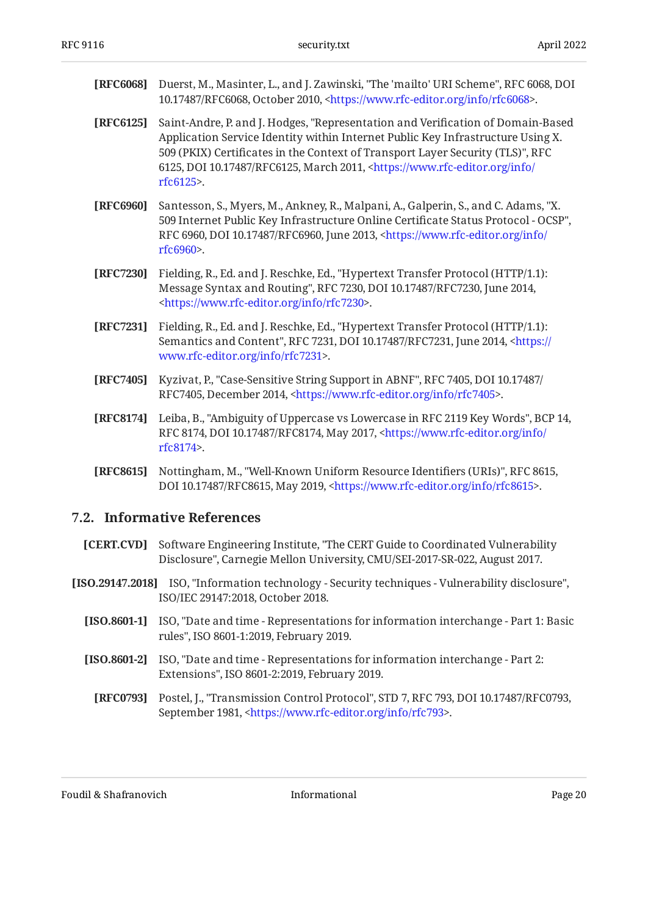**[RFC6068]** Duerst, M., Masinter, L., and J. Zawinski, "The 'mailto' URI Scheme", RFC 6068, DOI 10.17487/RFC6068, October 2010, <https://www.rfc-editor.org/info/rfc6068>.

**[RFC6125]** Saint-Andre, P. and J. Hodges, "Representation and Verification of Domain-Based Application Service Identity within Internet Public Key Infrastructure Using X. 509 (PKIX) Certificates in the Context of Transport Layer Security (TLS)", RFC 6125, DOI 10.17487/RFC6125, March 2011, <https://www.rfc-editor.org/info/rfc6125>.

**[RFC6960]** Santesson, S., Myers, M., Ankney, R., Malpani, A., Galperin, S., and C. Adams, "X. 509 Internet Public Key Infrastructure Online Certificate Status Protocol - OCSP", RFC 6960, DOI 10.17487/RFC6960, June 2013, <https://www.rfc-editor.org/info/rfc6960>.

**[RFC7230]** Fielding, R., Ed. and J. Reschke, Ed., "Hypertext Transfer Protocol (HTTP/1.1): Message Syntax and Routing", RFC 7230, DOI 10.17487/RFC7230, June 2014, <https://www.rfc-editor.org/info/rfc7230>.

**[RFC7231]** Fielding, R., Ed. and J. Reschke, Ed., "Hypertext Transfer Protocol (HTTP/1.1): Semantics and Content", RFC 7231, DOI 10.17487/RFC7231, June 2014, <https://www.rfc-editor.org/info/rfc7231>.

**[RFC7405]** Kyzivat, P., "Case-Sensitive String Support in ABNF", RFC 7405, DOI 10.17487/RFC7405, December 2014, <https://www.rfc-editor.org/info/rfc7405>.

**[RFC8174]** Leiba, B., "Ambiguity of Uppercase vs Lowercase in RFC 2119 Key Words", BCP 14, RFC 8174, DOI 10.17487/RFC8174, May 2017, <https://www.rfc-editor.org/info/rfc8174>.

**[RFC8615]** Nottingham, M., "Well-Known Uniform Resource Identifiers (URIs)", RFC 8615, DOI 10.17487/RFC8615, May 2019, <https://www.rfc-editor.org/info/rfc8615>.

## 7.2. Informative References

**[CERT.CVD]** Software Engineering Institute, "The CERT Guide to Coordinated Vulnerability Disclosure", Carnegie Mellon University, CMU/SEI-2017-SR-022, August 2017.

**[ISO.29147.2018]** ISO, "Information technology - Security techniques - Vulnerability disclosure", ISO/IEC 29147:2018, October 2018.

**[ISO.8601-1]** ISO, "Date and time - Representations for information interchange - Part 1: Basic rules", ISO 8601-1:2019, February 2019.

**[ISO.8601-2]** ISO, "Date and time - Representations for information interchange - Part 2: Extensions", ISO 8601-2:2019, February 2019.

**[RFC0793]** Postel, J., "Transmission Control Protocol", STD 7, RFC 793, DOI 10.17487/RFC0793, September 1981, <https://www.rfc-editor.org/info/rfc793>.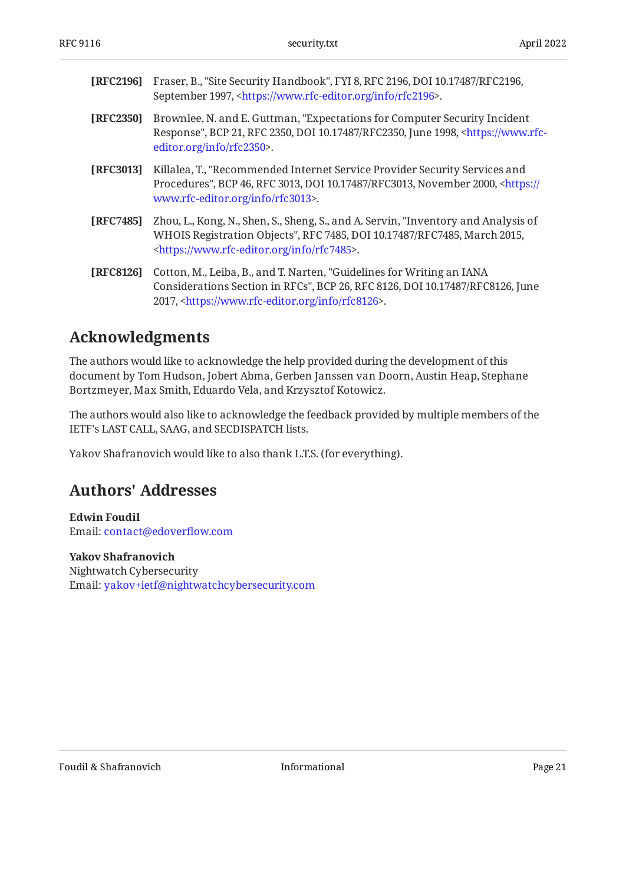**[RFC2196]** Fraser, B., "Site Security Handbook", FYI 8, RFC 2196, DOI 10.17487/RFC2196, September 1997, <https://www.rfc-editor.org/info/rfc2196>.

**[RFC2350]** Brownlee, N. and E. Guttman, "Expectations for Computer Security Incident Response", BCP 21, RFC 2350, DOI 10.17487/RFC2350, June 1998, <https://www.rfc-editor.org/info/rfc2350>.

**[RFC3013]** Killalea, T., "Recommended Internet Service Provider Security Services and Procedures", BCP 46, RFC 3013, DOI 10.17487/RFC3013, November 2000, <https://www.rfc-editor.org/info/rfc3013>.

**[RFC7485]** Zhou, L., Kong, N., Shen, S., Sheng, S., and A. Servin, "Inventory and Analysis of WHOIS Registration Objects", RFC 7485, DOI 10.17487/RFC7485, March 2015, <https://www.rfc-editor.org/info/rfc7485>.

**[RFC8126]** Cotton, M., Leiba, B., and T. Narten, "Guidelines for Writing an IANA Considerations Section in RFCs", BCP 26, RFC 8126, DOI 10.17487/RFC8126, June 2017, <https://www.rfc-editor.org/info/rfc8126>.

## Acknowledgments

The authors would like to acknowledge the help provided during the development of this document by Tom Hudson, Jobert Abma, Gerben Janssen van Doorn, Austin Heap, Stephane Bortzmeyer, Max Smith, Eduardo Vela, and Krzysztof Kotowicz.

The authors would also like to acknowledge the feedback provided by multiple members of the IETF's LAST CALL, SAAG, and SECDISPATCH lists.

Yakov Shafranovich would like to also thank L.T.S. (for everything).

## Authors' Addresses

**Edwin Foudil**
Email: contact@edoverflow.com

**Yakov Shafranovich**
Nightwatch Cybersecurity
Email: yakov+ietf@nightwatchcybersecurity.com